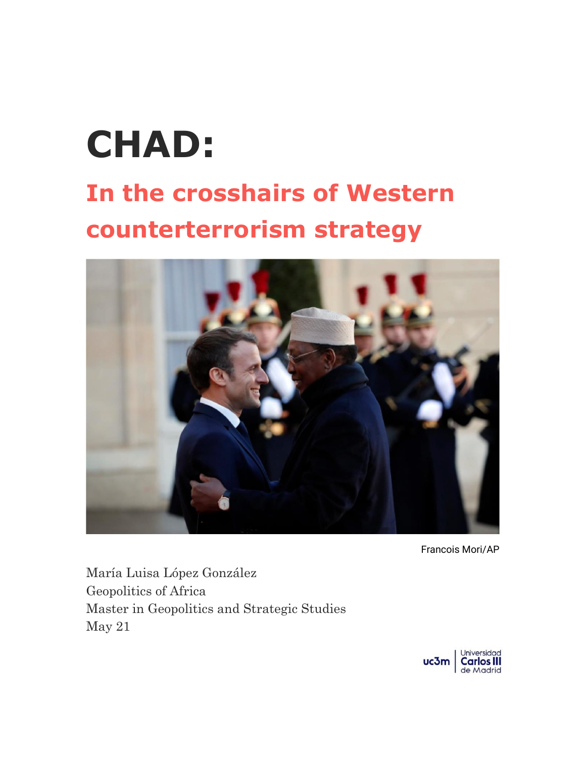# CHAD:

## In the crosshairs of Western counterterrorism strategy

Francois Mori/AP

María Luisa López González
Geopolitics of Africa
Master in Geopolitics and Strategic Studies
May 21

uc3m | Universidad Carlos III de Madrid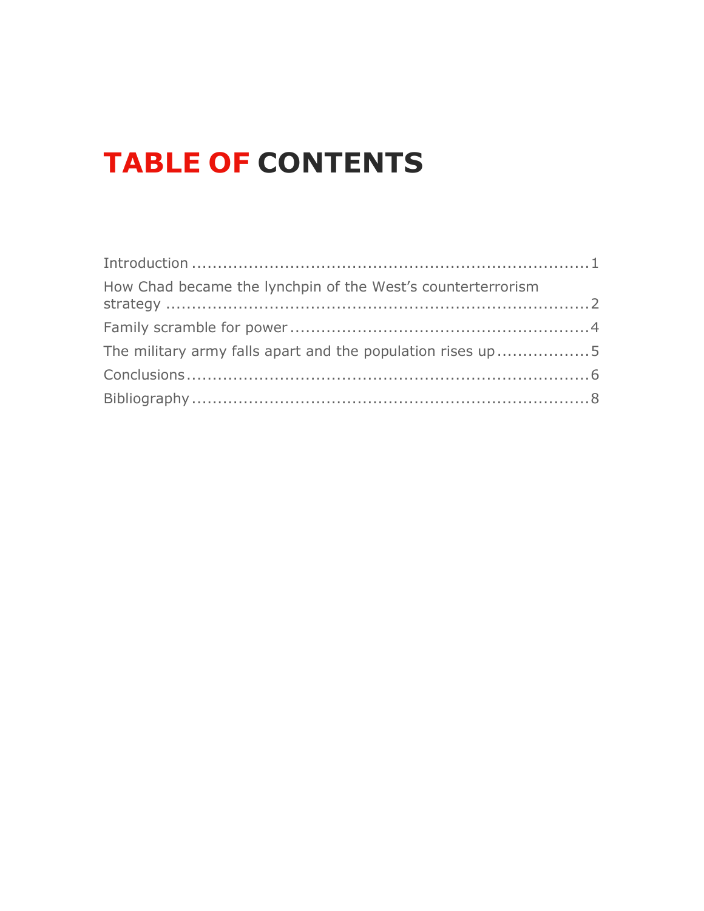# TABLE OF CONTENTS

Introduction .............................................................................1

How Chad became the lynchpin of the West's counterterrorism strategy ...........................................................................2

Family scramble for power ..........................................................4

The military army falls apart and the population rises up ..................5

Conclusions...............................................................................6

Bibliography .............................................................................8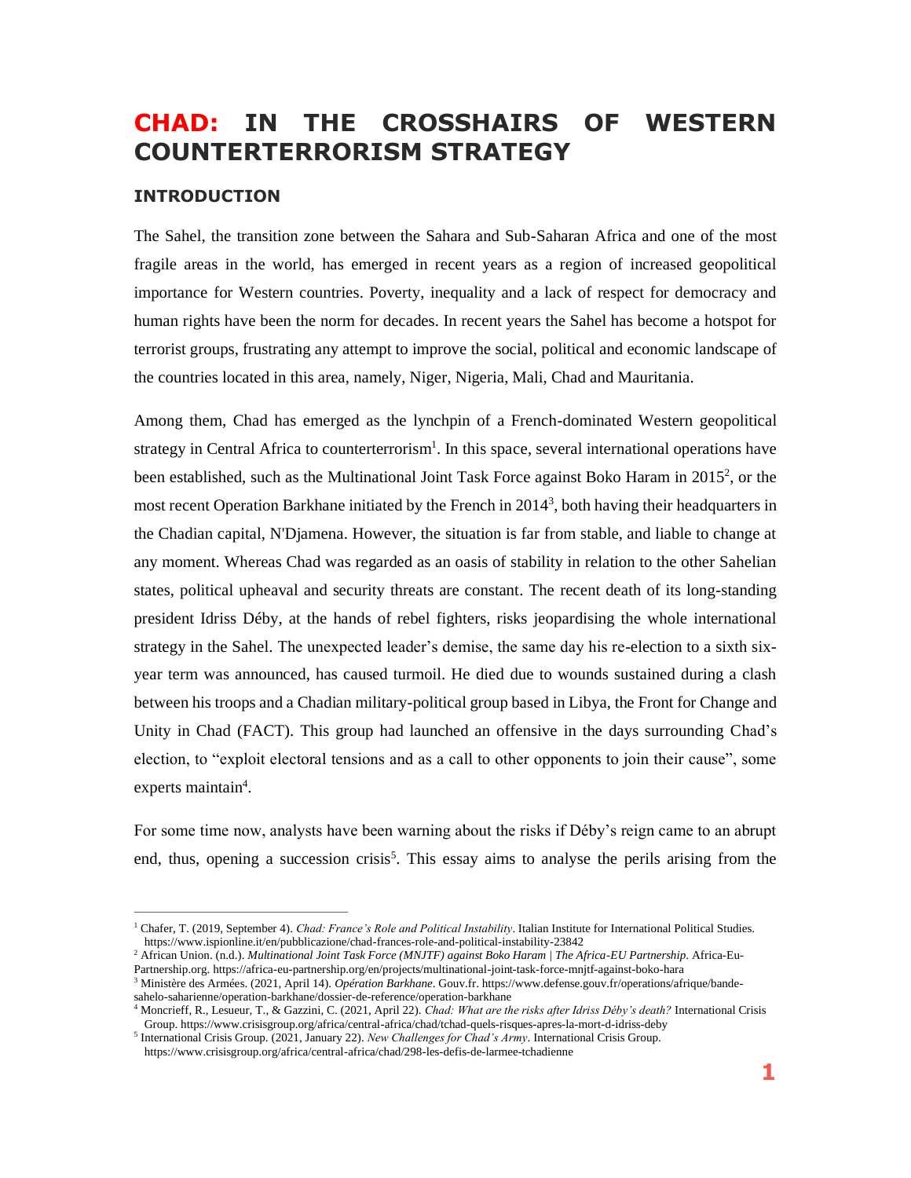# CHAD: IN THE CROSSHAIRS OF WESTERN COUNTERTERRORISM STRATEGY

## INTRODUCTION

The Sahel, the transition zone between the Sahara and Sub-Saharan Africa and one of the most fragile areas in the world, has emerged in recent years as a region of increased geopolitical importance for Western countries. Poverty, inequality and a lack of respect for democracy and human rights have been the norm for decades. In recent years the Sahel has become a hotspot for terrorist groups, frustrating any attempt to improve the social, political and economic landscape of the countries located in this area, namely, Niger, Nigeria, Mali, Chad and Mauritania.

Among them, Chad has emerged as the lynchpin of a French-dominated Western geopolitical strategy in Central Africa to counterterrorism[1]. In this space, several international operations have been established, such as the Multinational Joint Task Force against Boko Haram in 2015[2], or the most recent Operation Barkhane initiated by the French in 2014[3], both having their headquarters in the Chadian capital, N'Djamena. However, the situation is far from stable, and liable to change at any moment. Whereas Chad was regarded as an oasis of stability in relation to the other Sahelian states, political upheaval and security threats are constant. The recent death of its long-standing president Idriss Déby, at the hands of rebel fighters, risks jeopardising the whole international strategy in the Sahel. The unexpected leader's demise, the same day his re-election to a sixth six-year term was announced, has caused turmoil. He died due to wounds sustained during a clash between his troops and a Chadian military-political group based in Libya, the Front for Change and Unity in Chad (FACT). This group had launched an offensive in the days surrounding Chad's election, to "exploit electoral tensions and as a call to other opponents to join their cause", some experts maintain[4].

For some time now, analysts have been warning about the risks if Déby's reign came to an abrupt end, thus, opening a succession crisis[5]. This essay aims to analyse the perils arising from the

---

[1] Chafer, T. (2019, September 4). *Chad: France's Role and Political Instability*. Italian Institute for International Political Studies. https://www.ispionline.it/en/pubblicazione/chad-frances-role-and-political-instability-23842

[2] African Union. (n.d.). *Multinational Joint Task Force (MNJTF) against Boko Haram | The Africa-EU Partnership*. Africa-Eu-Partnership.org. https://africa-eu-partnership.org/en/projects/multinational-joint-task-force-mnjtf-against-boko-hara

[3] Ministère des Armées. (2021, April 14). *Opération Barkhane*. Gouv.fr. https://www.defense.gouv.fr/operations/afrique/bande-sahelo-saharienne/operation-barkhane/dossier-de-reference/operation-barkhane

[4] Moncrieff, R., Lesueur, T., & Gazzini, C. (2021, April 22). *Chad: What are the risks after Idriss Déby's death?* International Crisis Group. https://www.crisisgroup.org/africa/central-africa/chad/tchad-quels-risques-apres-la-mort-d-idriss-deby

[5] International Crisis Group. (2021, January 22). *New Challenges for Chad's Army*. International Crisis Group. https://www.crisisgroup.org/africa/central-africa/chad/298-les-defis-de-larmee-tchadienne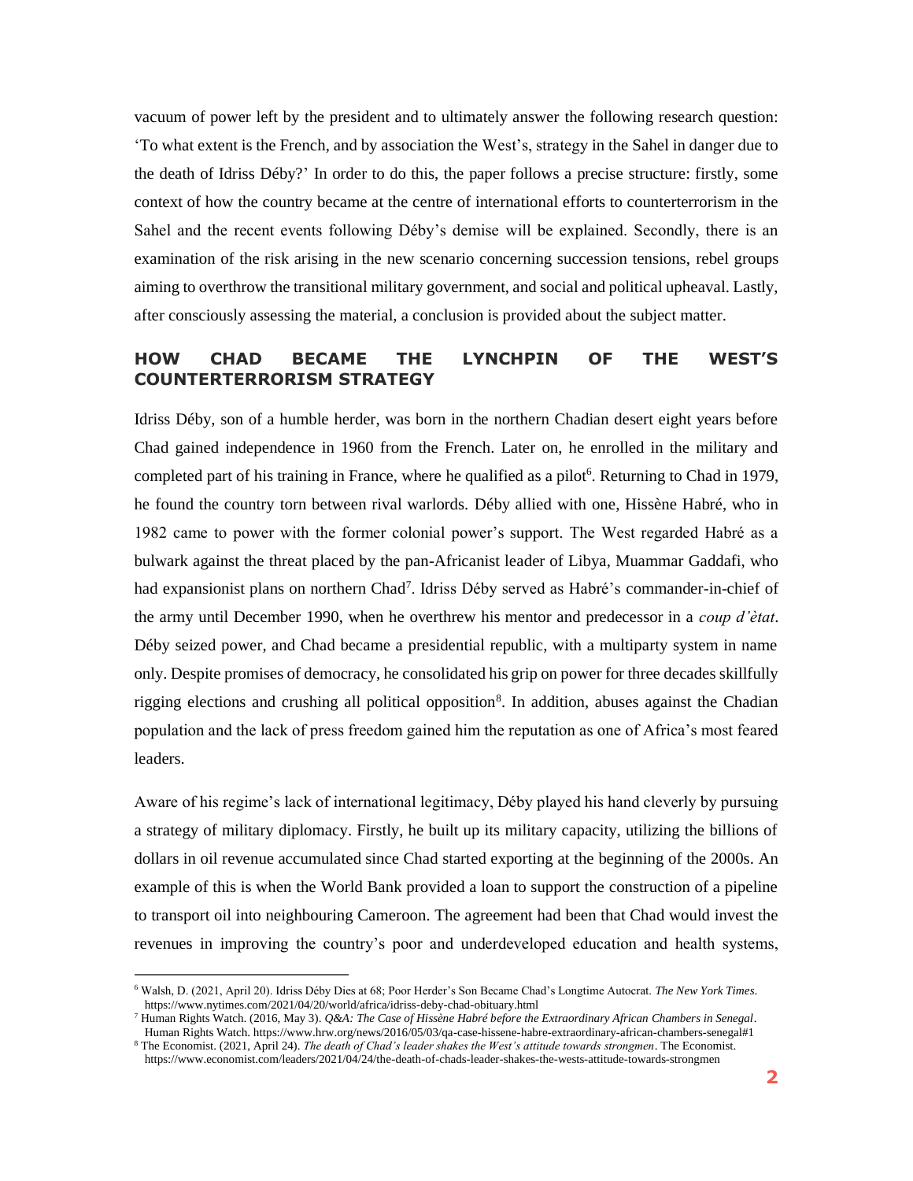vacuum of power left by the president and to ultimately answer the following research question: 'To what extent is the French, and by association the West's, strategy in the Sahel in danger due to the death of Idriss Déby?' In order to do this, the paper follows a precise structure: firstly, some context of how the country became at the centre of international efforts to counterterrorism in the Sahel and the recent events following Déby's demise will be explained. Secondly, there is an examination of the risk arising in the new scenario concerning succession tensions, rebel groups aiming to overthrow the transitional military government, and social and political upheaval. Lastly, after consciously assessing the material, a conclusion is provided about the subject matter.

## HOW CHAD BECAME THE LYNCHPIN OF THE WEST'S COUNTERTERRORISM STRATEGY

Idriss Déby, son of a humble herder, was born in the northern Chadian desert eight years before Chad gained independence in 1960 from the French. Later on, he enrolled in the military and completed part of his training in France, where he qualified as a pilot[6]. Returning to Chad in 1979, he found the country torn between rival warlords. Déby allied with one, Hissène Habré, who in 1982 came to power with the former colonial power's support. The West regarded Habré as a bulwark against the threat placed by the pan-Africanist leader of Libya, Muammar Gaddafi, who had expansionist plans on northern Chad[7]. Idriss Déby served as Habré's commander-in-chief of the army until December 1990, when he overthrew his mentor and predecessor in a *coup d'ètat*. Déby seized power, and Chad became a presidential republic, with a multiparty system in name only. Despite promises of democracy, he consolidated his grip on power for three decades skillfully rigging elections and crushing all political opposition[8]. In addition, abuses against the Chadian population and the lack of press freedom gained him the reputation as one of Africa's most feared leaders.

Aware of his regime's lack of international legitimacy, Déby played his hand cleverly by pursuing a strategy of military diplomacy. Firstly, he built up its military capacity, utilizing the billions of dollars in oil revenue accumulated since Chad started exporting at the beginning of the 2000s. An example of this is when the World Bank provided a loan to support the construction of a pipeline to transport oil into neighbouring Cameroon. The agreement had been that Chad would invest the revenues in improving the country's poor and underdeveloped education and health systems,

---

[6] Walsh, D. (2021, April 20). Idriss Déby Dies at 68; Poor Herder's Son Became Chad's Longtime Autocrat. *The New York Times*. https://www.nytimes.com/2021/04/20/world/africa/idriss-deby-chad-obituary.html

[7] Human Rights Watch. (2016, May 3). *Q&A: The Case of Hissène Habré before the Extraordinary African Chambers in Senegal*. Human Rights Watch. https://www.hrw.org/news/2016/05/03/qa-case-hissene-habre-extraordinary-african-chambers-senegal#1

[8] The Economist. (2021, April 24). *The death of Chad's leader shakes the West's attitude towards strongmen*. The Economist. https://www.economist.com/leaders/2021/04/24/the-death-of-chads-leader-shakes-the-wests-attitude-towards-strongmen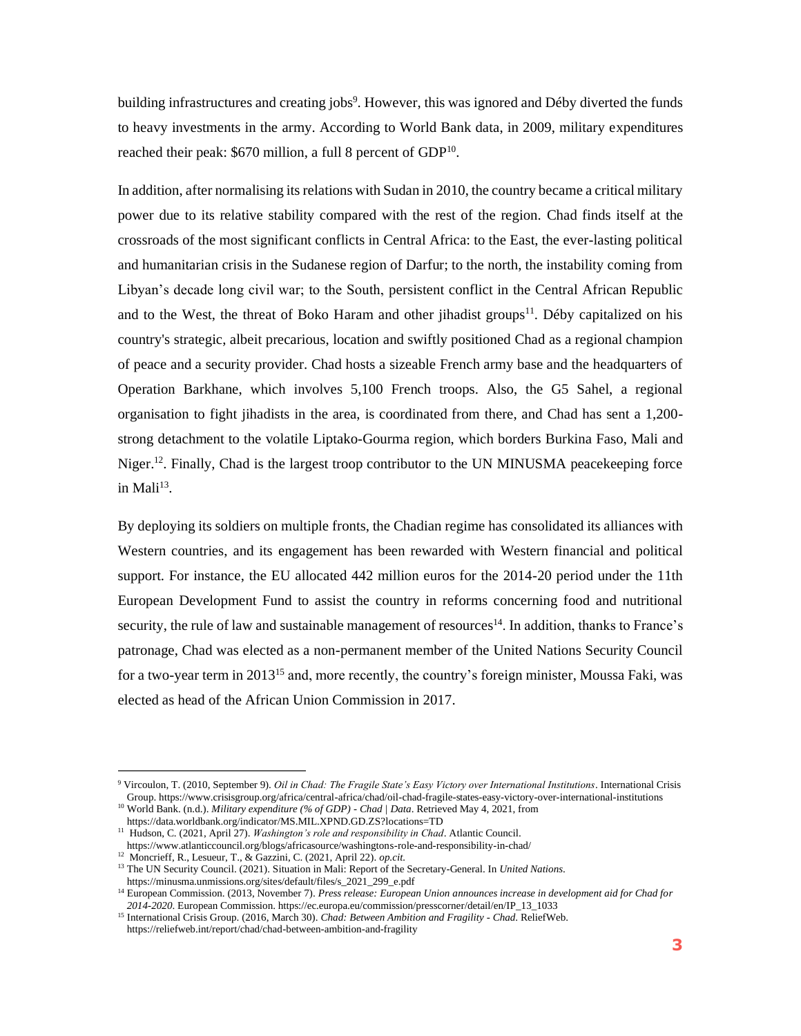building infrastructures and creating jobs[9]. However, this was ignored and Déby diverted the funds to heavy investments in the army. According to World Bank data, in 2009, military expenditures reached their peak: $670 million, a full 8 percent of GDP[10].

In addition, after normalising its relations with Sudan in 2010, the country became a critical military power due to its relative stability compared with the rest of the region. Chad finds itself at the crossroads of the most significant conflicts in Central Africa: to the East, the ever-lasting political and humanitarian crisis in the Sudanese region of Darfur; to the north, the instability coming from Libyan's decade long civil war; to the South, persistent conflict in the Central African Republic and to the West, the threat of Boko Haram and other jihadist groups[11]. Déby capitalized on his country's strategic, albeit precarious, location and swiftly positioned Chad as a regional champion of peace and a security provider. Chad hosts a sizeable French army base and the headquarters of Operation Barkhane, which involves 5,100 French troops. Also, the G5 Sahel, a regional organisation to fight jihadists in the area, is coordinated from there, and Chad has sent a 1,200-strong detachment to the volatile Liptako-Gourma region, which borders Burkina Faso, Mali and Niger.[12]. Finally, Chad is the largest troop contributor to the UN MINUSMA peacekeeping force in Mali[13].

By deploying its soldiers on multiple fronts, the Chadian regime has consolidated its alliances with Western countries, and its engagement has been rewarded with Western financial and political support. For instance, the EU allocated 442 million euros for the 2014-20 period under the 11th European Development Fund to assist the country in reforms concerning food and nutritional security, the rule of law and sustainable management of resources[14]. In addition, thanks to France's patronage, Chad was elected as a non-permanent member of the United Nations Security Council for a two-year term in 2013[15] and, more recently, the country's foreign minister, Moussa Faki, was elected as head of the African Union Commission in 2017.

---

[9] Vircoulon, T. (2010, September 9). *Oil in Chad: The Fragile State's Easy Victory over International Institutions*. International Crisis Group. https://www.crisisgroup.org/africa/central-africa/chad/oil-chad-fragile-states-easy-victory-over-international-institutions

[10] World Bank. (n.d.). *Military expenditure (% of GDP) - Chad | Data*. Retrieved May 4, 2021, from https://data.worldbank.org/indicator/MS.MIL.XPND.GD.ZS?locations=TD

[11] Hudson, C. (2021, April 27). *Washington's role and responsibility in Chad*. Atlantic Council. https://www.atlanticcouncil.org/blogs/africasource/washingtons-role-and-responsibility-in-chad/

[12] Moncrieff, R., Lesueur, T., & Gazzini, C. (2021, April 22). *op.cit.*

[13] The UN Security Council. (2021). Situation in Mali: Report of the Secretary-General. In *United Nations*. https://minusma.unmissions.org/sites/default/files/s_2021_299_e.pdf

[14] European Commission. (2013, November 7). *Press release: European Union announces increase in development aid for Chad for 2014-2020*. European Commission. https://ec.europa.eu/commission/presscorner/detail/en/IP_13_1033

[15] International Crisis Group. (2016, March 30). *Chad: Between Ambition and Fragility - Chad*. ReliefWeb. https://reliefweb.int/report/chad/chad-between-ambition-and-fragility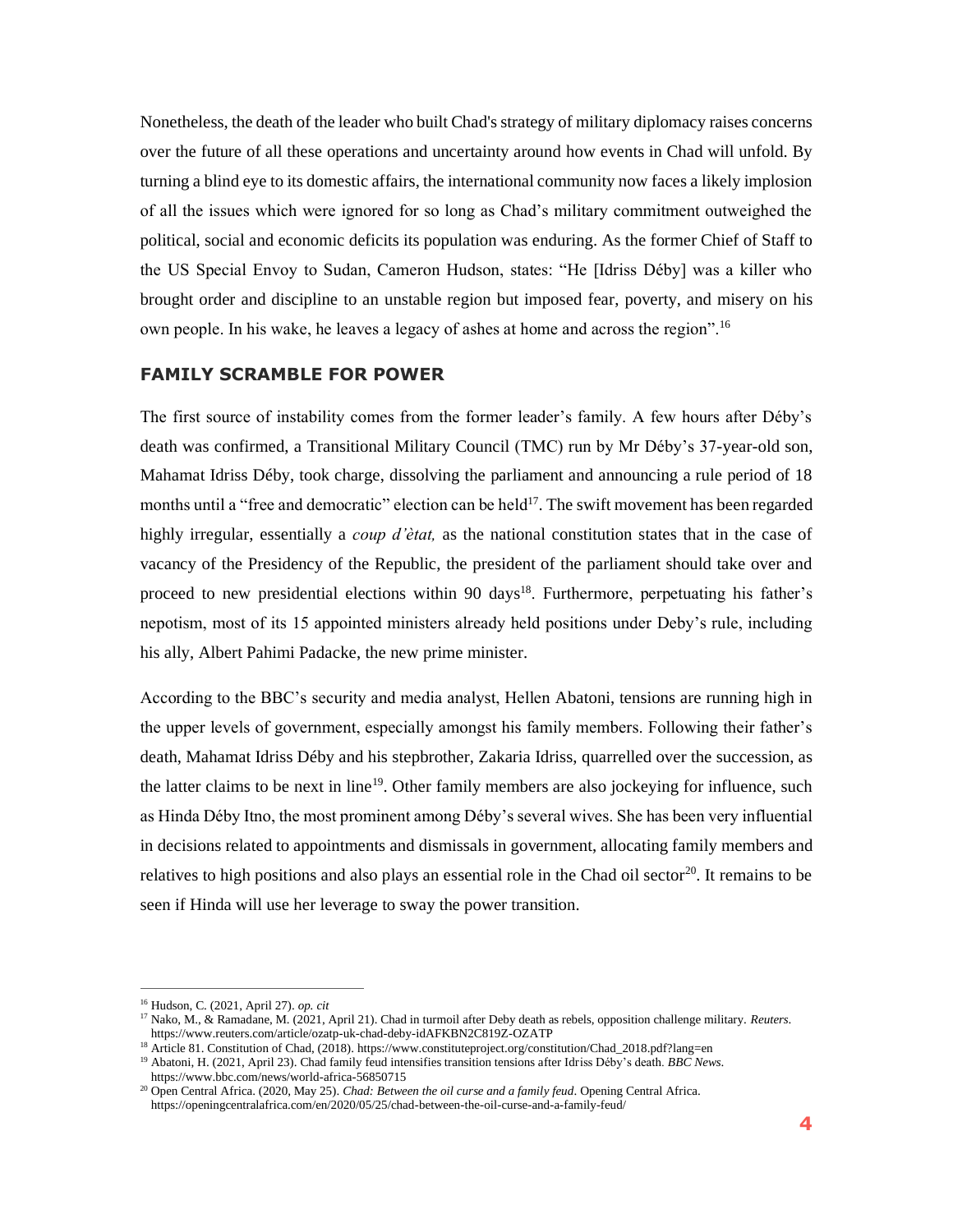Nonetheless, the death of the leader who built Chad's strategy of military diplomacy raises concerns over the future of all these operations and uncertainty around how events in Chad will unfold. By turning a blind eye to its domestic affairs, the international community now faces a likely implosion of all the issues which were ignored for so long as Chad's military commitment outweighed the political, social and economic deficits its population was enduring. As the former Chief of Staff to the US Special Envoy to Sudan, Cameron Hudson, states: "He [Idriss Déby] was a killer who brought order and discipline to an unstable region but imposed fear, poverty, and misery on his own people. In his wake, he leaves a legacy of ashes at home and across the region".[16]

## FAMILY SCRAMBLE FOR POWER

The first source of instability comes from the former leader's family. A few hours after Déby's death was confirmed, a Transitional Military Council (TMC) run by Mr Déby's 37-year-old son, Mahamat Idriss Déby, took charge, dissolving the parliament and announcing a rule period of 18 months until a "free and democratic" election can be held[17]. The swift movement has been regarded highly irregular, essentially a *coup d'ètat,* as the national constitution states that in the case of vacancy of the Presidency of the Republic, the president of the parliament should take over and proceed to new presidential elections within 90 days[18]. Furthermore, perpetuating his father's nepotism, most of its 15 appointed ministers already held positions under Deby's rule, including his ally, Albert Pahimi Padacke, the new prime minister.

According to the BBC's security and media analyst, Hellen Abatoni, tensions are running high in the upper levels of government, especially amongst his family members. Following their father's death, Mahamat Idriss Déby and his stepbrother, Zakaria Idriss, quarrelled over the succession, as the latter claims to be next in line[19]. Other family members are also jockeying for influence, such as Hinda Déby Itno, the most prominent among Déby's several wives. She has been very influential in decisions related to appointments and dismissals in government, allocating family members and relatives to high positions and also plays an essential role in the Chad oil sector[20]. It remains to be seen if Hinda will use her leverage to sway the power transition.

---

[16] Hudson, C. (2021, April 27). *op. cit*

[17] Nako, M., & Ramadane, M. (2021, April 21). Chad in turmoil after Deby death as rebels, opposition challenge military. *Reuters*. https://www.reuters.com/article/ozatp-uk-chad-deby-idAFKBN2C819Z-OZATP

[18] Article 81. Constitution of Chad, (2018). https://www.constituteproject.org/constitution/Chad_2018.pdf?lang=en

[19] Abatoni, H. (2021, April 23). Chad family feud intensifies transition tensions after Idriss Déby's death. *BBC News*. https://www.bbc.com/news/world-africa-56850715

[20] Open Central Africa. (2020, May 25). *Chad: Between the oil curse and a family feud*. Opening Central Africa. https://openingcentralafrica.com/en/2020/05/25/chad-between-the-oil-curse-and-a-family-feud/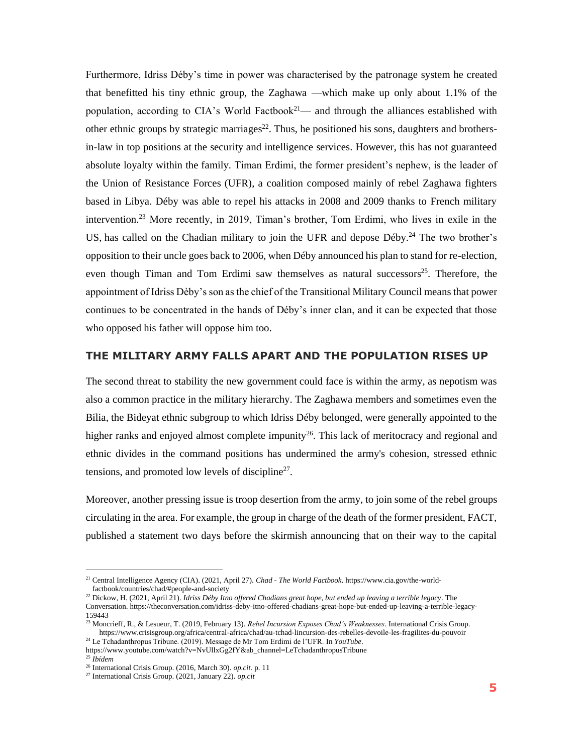Furthermore, Idriss Déby's time in power was characterised by the patronage system he created that benefitted his tiny ethnic group, the Zaghawa —which make up only about 1.1% of the population, according to CIA's World Factbook[21]— and through the alliances established with other ethnic groups by strategic marriages[22]. Thus, he positioned his sons, daughters and brothers-in-law in top positions at the security and intelligence services. However, this has not guaranteed absolute loyalty within the family. Timan Erdimi, the former president's nephew, is the leader of the Union of Resistance Forces (UFR), a coalition composed mainly of rebel Zaghawa fighters based in Libya. Déby was able to repel his attacks in 2008 and 2009 thanks to French military intervention.[23] More recently, in 2019, Timan's brother, Tom Erdimi, who lives in exile in the US, has called on the Chadian military to join the UFR and depose Déby.[24] The two brother's opposition to their uncle goes back to 2006, when Déby announced his plan to stand for re-election, even though Timan and Tom Erdimi saw themselves as natural successors[25]. Therefore, the appointment of Idriss Dèby's son as the chief of the Transitional Military Council means that power continues to be concentrated in the hands of Déby's inner clan, and it can be expected that those who opposed his father will oppose him too.

## THE MILITARY ARMY FALLS APART AND THE POPULATION RISES UP

The second threat to stability the new government could face is within the army, as nepotism was also a common practice in the military hierarchy. The Zaghawa members and sometimes even the Bilia, the Bideyat ethnic subgroup to which Idriss Déby belonged, were generally appointed to the higher ranks and enjoyed almost complete impunity[26]. This lack of meritocracy and regional and ethnic divides in the command positions has undermined the army's cohesion, stressed ethnic tensions, and promoted low levels of discipline[27].

Moreover, another pressing issue is troop desertion from the army, to join some of the rebel groups circulating in the area. For example, the group in charge of the death of the former president, FACT, published a statement two days before the skirmish announcing that on their way to the capital

---

[21] Central Intelligence Agency (CIA). (2021, April 27). *Chad - The World Factbook*. https://www.cia.gov/the-world-factbook/countries/chad/#people-and-society

[22] Dickow, H. (2021, April 21). *Idriss Déby Itno offered Chadians great hope, but ended up leaving a terrible legacy*. The Conversation. https://theconversation.com/idriss-deby-itno-offered-chadians-great-hope-but-ended-up-leaving-a-terrible-legacy-159443

[23] Moncrieff, R., & Lesueur, T. (2019, February 13). *Rebel Incursion Exposes Chad's Weaknesses*. International Crisis Group. https://www.crisisgroup.org/africa/central-africa/chad/au-tchad-lincursion-des-rebelles-devoile-les-fragilites-du-pouvoir

[24] Le Tchadanthropus Tribune. (2019). Message de Mr Tom Erdimi de l'UFR. In *YouTube*. https://www.youtube.com/watch?v=NvUllxGg2fY&ab_channel=LeTchadanthropusTribune

[25] *Ibídem*

[26] International Crisis Group. (2016, March 30). *op.cit.* p. 11

[27] International Crisis Group. (2021, January 22). *op.cit*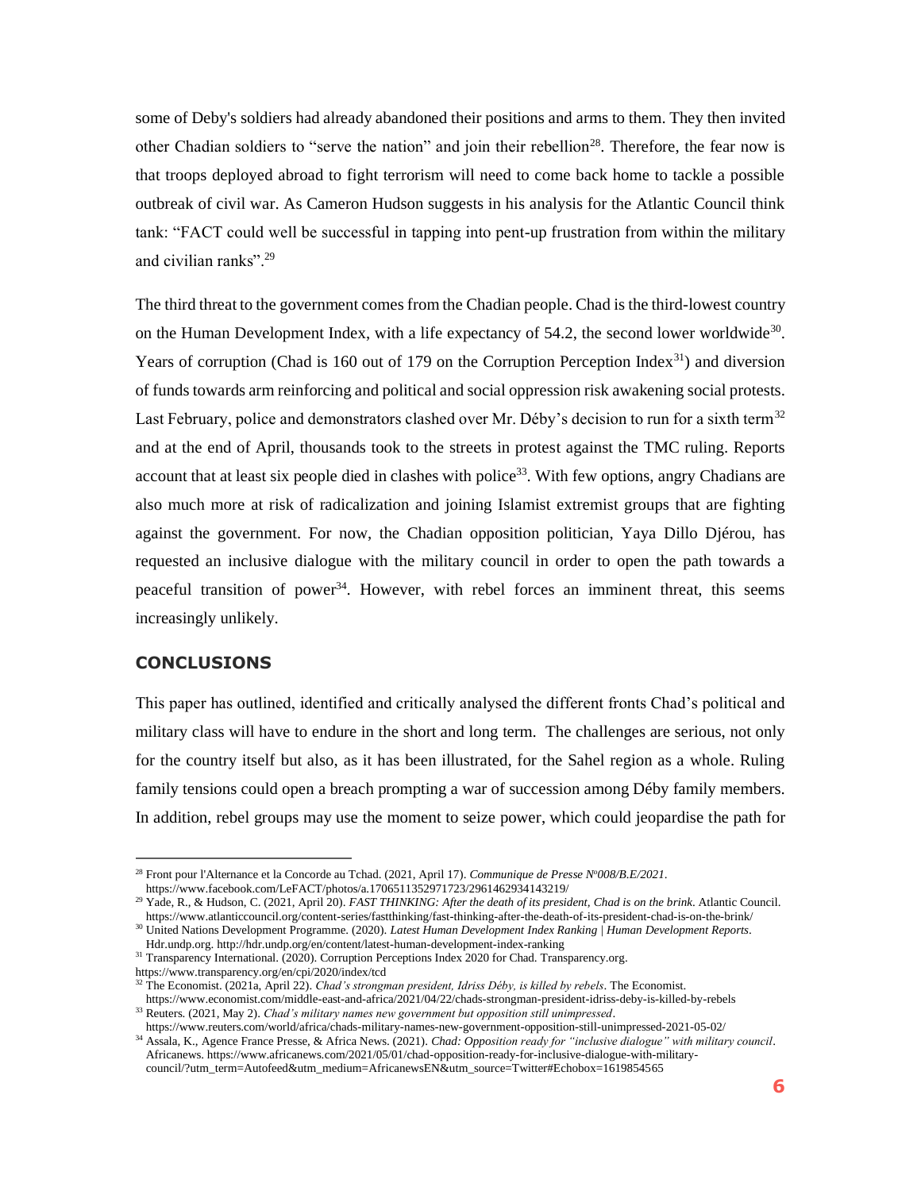some of Deby's soldiers had already abandoned their positions and arms to them. They then invited other Chadian soldiers to "serve the nation" and join their rebellion[28]. Therefore, the fear now is that troops deployed abroad to fight terrorism will need to come back home to tackle a possible outbreak of civil war. As Cameron Hudson suggests in his analysis for the Atlantic Council think tank: "FACT could well be successful in tapping into pent-up frustration from within the military and civilian ranks".[29]

The third threat to the government comes from the Chadian people. Chad is the third-lowest country on the Human Development Index, with a life expectancy of 54.2, the second lower worldwide[30]. Years of corruption (Chad is 160 out of 179 on the Corruption Perception Index[31]) and diversion of funds towards arm reinforcing and political and social oppression risk awakening social protests. Last February, police and demonstrators clashed over Mr. Déby's decision to run for a sixth term[32] and at the end of April, thousands took to the streets in protest against the TMC ruling. Reports account that at least six people died in clashes with police[33]. With few options, angry Chadians are also much more at risk of radicalization and joining Islamist extremist groups that are fighting against the government. For now, the Chadian opposition politician, Yaya Dillo Djérou, has requested an inclusive dialogue with the military council in order to open the path towards a peaceful transition of power[34]. However, with rebel forces an imminent threat, this seems increasingly unlikely.

## CONCLUSIONS

This paper has outlined, identified and critically analysed the different fronts Chad's political and military class will have to endure in the short and long term. The challenges are serious, not only for the country itself but also, as it has been illustrated, for the Sahel region as a whole. Ruling family tensions could open a breach prompting a war of succession among Déby family members. In addition, rebel groups may use the moment to seize power, which could jeopardise the path for

---

[28] Front pour l'Alternance et la Concorde au Tchad. (2021, April 17). *Communique de Presse Nº008/B.E/2021*. https://www.facebook.com/LeFACT/photos/a.1706511352971723/2961462934143219/

[29] Yade, R., & Hudson, C. (2021, April 20). *FAST THINKING: After the death of its president, Chad is on the brink*. Atlantic Council. https://www.atlanticcouncil.org/content-series/fastthinking/fast-thinking-after-the-death-of-its-president-chad-is-on-the-brink/

[30] United Nations Development Programme. (2020). *Latest Human Development Index Ranking | Human Development Reports*. Hdr.undp.org. http://hdr.undp.org/en/content/latest-human-development-index-ranking

[31] Transparency International. (2020). Corruption Perceptions Index 2020 for Chad. Transparency.org. https://www.transparency.org/en/cpi/2020/index/tcd

[32] The Economist. (2021a, April 22). *Chad's strongman president, Idriss Déby, is killed by rebels*. The Economist. https://www.economist.com/middle-east-and-africa/2021/04/22/chads-strongman-president-idriss-deby-is-killed-by-rebels

[33] Reuters. (2021, May 2). *Chad's military names new government but opposition still unimpressed*. https://www.reuters.com/world/africa/chads-military-names-new-government-opposition-still-unimpressed-2021-05-02/

[34] Assala, K., Agence France Presse, & Africa News. (2021). *Chad: Opposition ready for "inclusive dialogue" with military council*. Africanews. https://www.africanews.com/2021/05/01/chad-opposition-ready-for-inclusive-dialogue-with-military-council/?utm_term=Autofeed&utm_medium=AfricanewsEN&utm_source=Twitter#Echobox=1619854565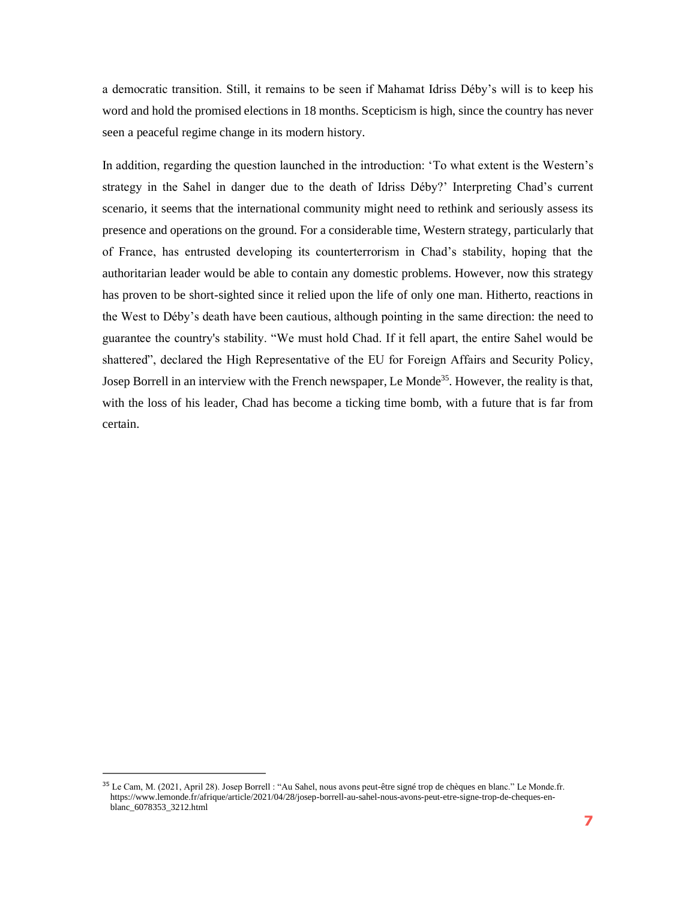a democratic transition. Still, it remains to be seen if Mahamat Idriss Déby's will is to keep his word and hold the promised elections in 18 months. Scepticism is high, since the country has never seen a peaceful regime change in its modern history.

In addition, regarding the question launched in the introduction: 'To what extent is the Western's strategy in the Sahel in danger due to the death of Idriss Déby?' Interpreting Chad's current scenario, it seems that the international community might need to rethink and seriously assess its presence and operations on the ground. For a considerable time, Western strategy, particularly that of France, has entrusted developing its counterterrorism in Chad's stability, hoping that the authoritarian leader would be able to contain any domestic problems. However, now this strategy has proven to be short-sighted since it relied upon the life of only one man. Hitherto, reactions in the West to Déby's death have been cautious, although pointing in the same direction: the need to guarantee the country's stability. "We must hold Chad. If it fell apart, the entire Sahel would be shattered", declared the High Representative of the EU for Foreign Affairs and Security Policy, Josep Borrell in an interview with the French newspaper, Le Monde[35]. However, the reality is that, with the loss of his leader, Chad has become a ticking time bomb, with a future that is far from certain.

---

[35] Le Cam, M. (2021, April 28). Josep Borrell : "Au Sahel, nous avons peut-être signé trop de chèques en blanc." Le Monde.fr. https://www.lemonde.fr/afrique/article/2021/04/28/josep-borrell-au-sahel-nous-avons-peut-etre-signe-trop-de-cheques-en-blanc_6078353_3212.html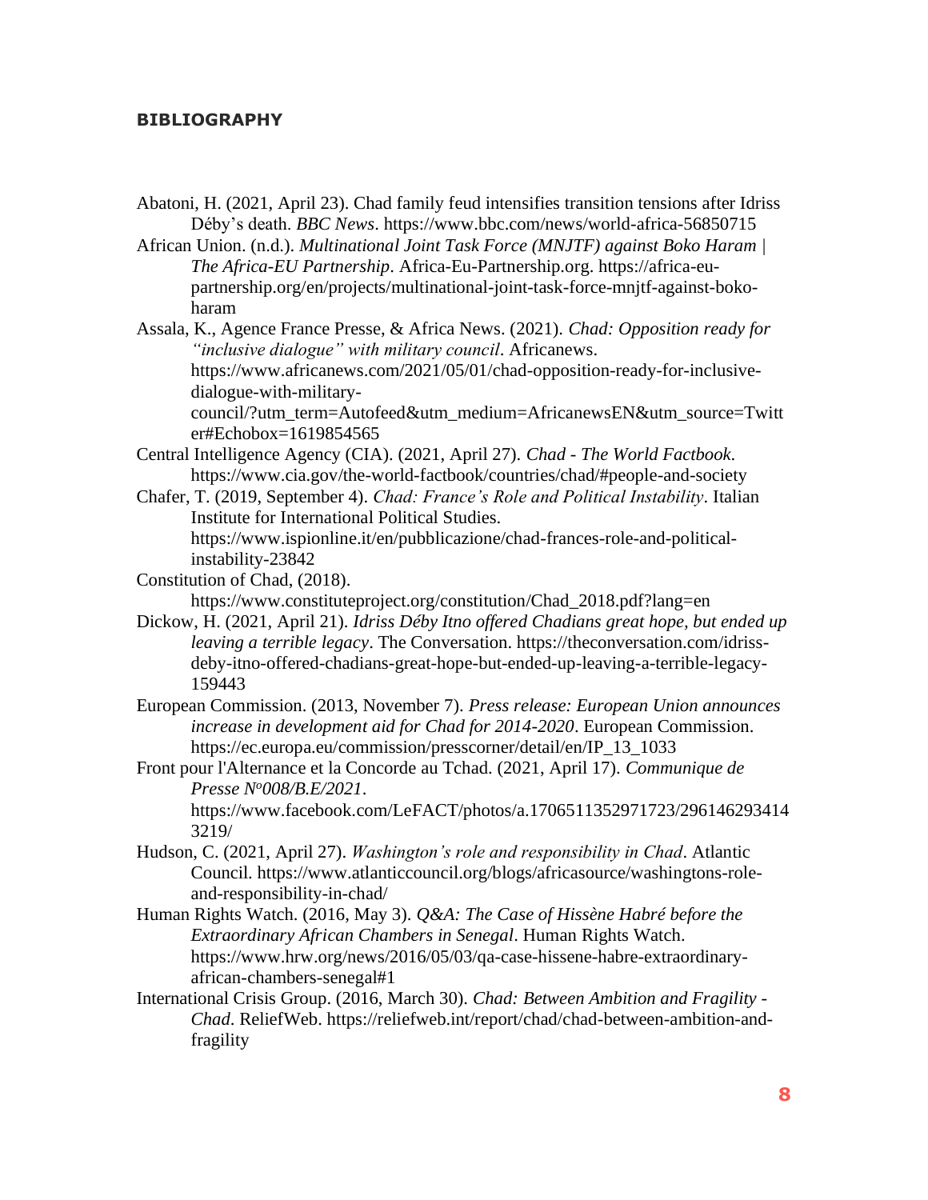## BIBLIOGRAPHY

Abatoni, H. (2021, April 23). Chad family feud intensifies transition tensions after Idriss Déby's death. *BBC News*. https://www.bbc.com/news/world-africa-56850715

African Union. (n.d.). *Multinational Joint Task Force (MNJTF) against Boko Haram | The Africa-EU Partnership*. Africa-Eu-Partnership.org. https://africa-eu-partnership.org/en/projects/multinational-joint-task-force-mnjtf-against-boko-haram

Assala, K., Agence France Presse, & Africa News. (2021). *Chad: Opposition ready for "inclusive dialogue" with military council*. Africanews. https://www.africanews.com/2021/05/01/chad-opposition-ready-for-inclusive-dialogue-with-military-council/?utm_term=Autofeed&utm_medium=AfricanewsEN&utm_source=Twitter#Echobox=1619854565

Central Intelligence Agency (CIA). (2021, April 27). *Chad - The World Factbook*. https://www.cia.gov/the-world-factbook/countries/chad/#people-and-society

Chafer, T. (2019, September 4). *Chad: France's Role and Political Instability*. Italian Institute for International Political Studies. https://www.ispionline.it/en/pubblicazione/chad-frances-role-and-political-instability-23842

Constitution of Chad, (2018). https://www.constituteproject.org/constitution/Chad_2018.pdf?lang=en

Dickow, H. (2021, April 21). *Idriss Déby Itno offered Chadians great hope, but ended up leaving a terrible legacy*. The Conversation. https://theconversation.com/idriss-deby-itno-offered-chadians-great-hope-but-ended-up-leaving-a-terrible-legacy-159443

European Commission. (2013, November 7). *Press release: European Union announces increase in development aid for Chad for 2014-2020*. European Commission. https://ec.europa.eu/commission/presscorner/detail/en/IP_13_1033

Front pour l'Alternance et la Concorde au Tchad. (2021, April 17). *Communique de Presse N°008/B.E/2021*. https://www.facebook.com/LeFACT/photos/a.1706511352971723/2961462934143219/

Hudson, C. (2021, April 27). *Washington's role and responsibility in Chad*. Atlantic Council. https://www.atlanticcouncil.org/blogs/africasource/washingtons-role-and-responsibility-in-chad/

Human Rights Watch. (2016, May 3). *Q&A: The Case of Hissène Habré before the Extraordinary African Chambers in Senegal*. Human Rights Watch. https://www.hrw.org/news/2016/05/03/qa-case-hissene-habre-extraordinary-african-chambers-senegal#1

International Crisis Group. (2016, March 30). *Chad: Between Ambition and Fragility - Chad*. ReliefWeb. https://reliefweb.int/report/chad/chad-between-ambition-and-fragility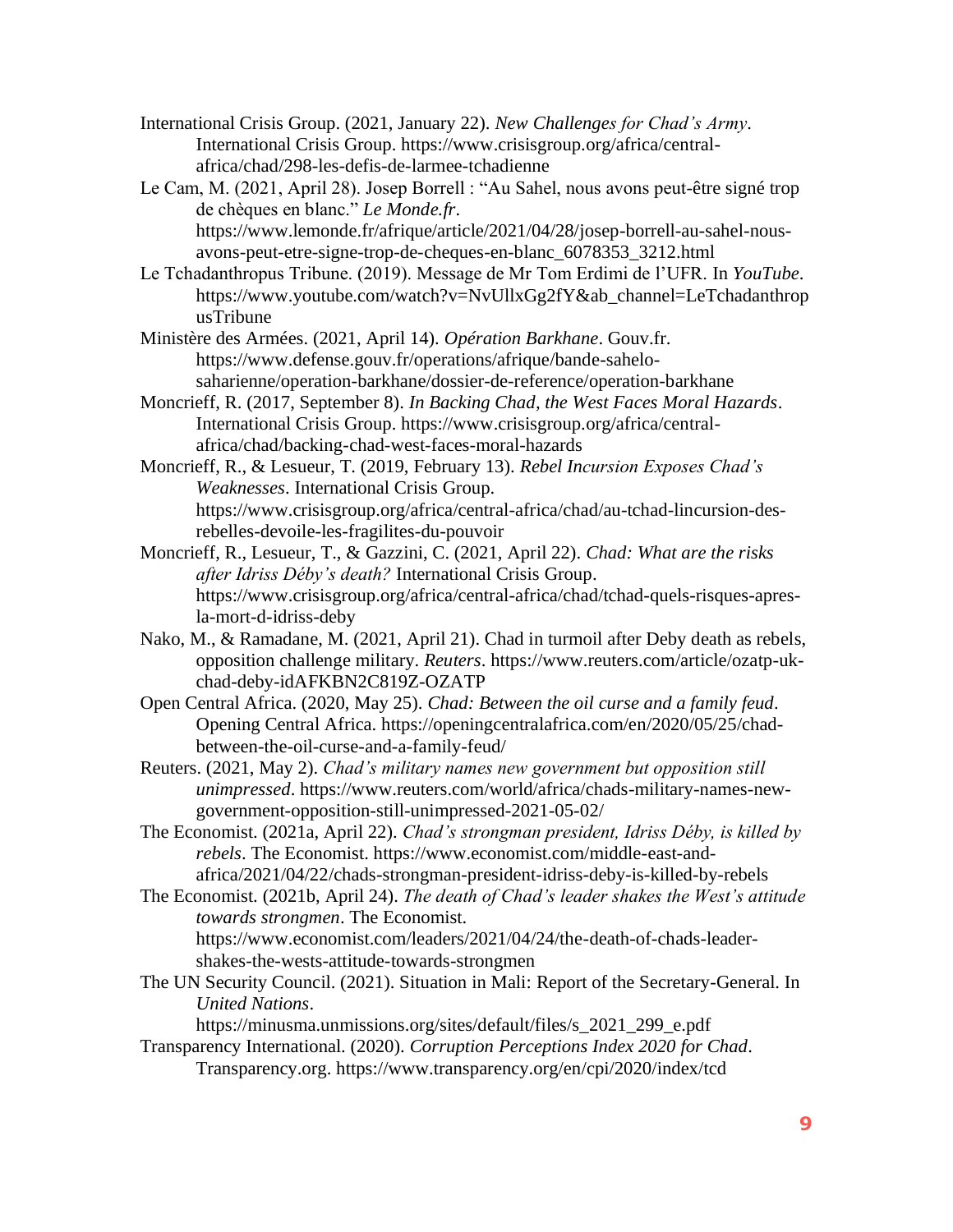International Crisis Group. (2021, January 22). *New Challenges for Chad's Army*. International Crisis Group. https://www.crisisgroup.org/africa/central-africa/chad/298-les-defis-de-larmee-tchadienne

Le Cam, M. (2021, April 28). Josep Borrell : "Au Sahel, nous avons peut-être signé trop de chèques en blanc." *Le Monde.fr*. https://www.lemonde.fr/afrique/article/2021/04/28/josep-borrell-au-sahel-nous-avons-peut-etre-signe-trop-de-cheques-en-blanc_6078353_3212.html

Le Tchadanthropus Tribune. (2019). Message de Mr Tom Erdimi de l'UFR. In *YouTube*. https://www.youtube.com/watch?v=NvUllxGg2fY&ab_channel=LeTchadanthropusTribune

Ministère des Armées. (2021, April 14). *Opération Barkhane*. Gouv.fr. https://www.defense.gouv.fr/operations/afrique/bande-sahelo-saharienne/operation-barkhane/dossier-de-reference/operation-barkhane

Moncrieff, R. (2017, September 8). *In Backing Chad, the West Faces Moral Hazards*. International Crisis Group. https://www.crisisgroup.org/africa/central-africa/chad/backing-chad-west-faces-moral-hazards

Moncrieff, R., & Lesueur, T. (2019, February 13). *Rebel Incursion Exposes Chad's Weaknesses*. International Crisis Group. https://www.crisisgroup.org/africa/central-africa/chad/au-tchad-lincursion-des-rebelles-devoile-les-fragilites-du-pouvoir

Moncrieff, R., Lesueur, T., & Gazzini, C. (2021, April 22). *Chad: What are the risks after Idriss Déby's death?* International Crisis Group. https://www.crisisgroup.org/africa/central-africa/chad/tchad-quels-risques-apres-la-mort-d-idriss-deby

Nako, M., & Ramadane, M. (2021, April 21). Chad in turmoil after Deby death as rebels, opposition challenge military. *Reuters*. https://www.reuters.com/article/ozatp-uk-chad-deby-idAFKBN2C819Z-OZATP

Open Central Africa. (2020, May 25). *Chad: Between the oil curse and a family feud*. Opening Central Africa. https://openingcentralafrica.com/en/2020/05/25/chad-between-the-oil-curse-and-a-family-feud/

Reuters. (2021, May 2). *Chad's military names new government but opposition still unimpressed*. https://www.reuters.com/world/africa/chads-military-names-new-government-opposition-still-unimpressed-2021-05-02/

The Economist. (2021a, April 22). *Chad's strongman president, Idriss Déby, is killed by rebels*. The Economist. https://www.economist.com/middle-east-and-africa/2021/04/22/chads-strongman-president-idriss-deby-is-killed-by-rebels

The Economist. (2021b, April 24). *The death of Chad's leader shakes the West's attitude towards strongmen*. The Economist. https://www.economist.com/leaders/2021/04/24/the-death-of-chads-leader-shakes-the-wests-attitude-towards-strongmen

The UN Security Council. (2021). Situation in Mali: Report of the Secretary-General. In *United Nations*. https://minusma.unmissions.org/sites/default/files/s_2021_299_e.pdf

Transparency International. (2020). *Corruption Perceptions Index 2020 for Chad*. Transparency.org. https://www.transparency.org/en/cpi/2020/index/tcd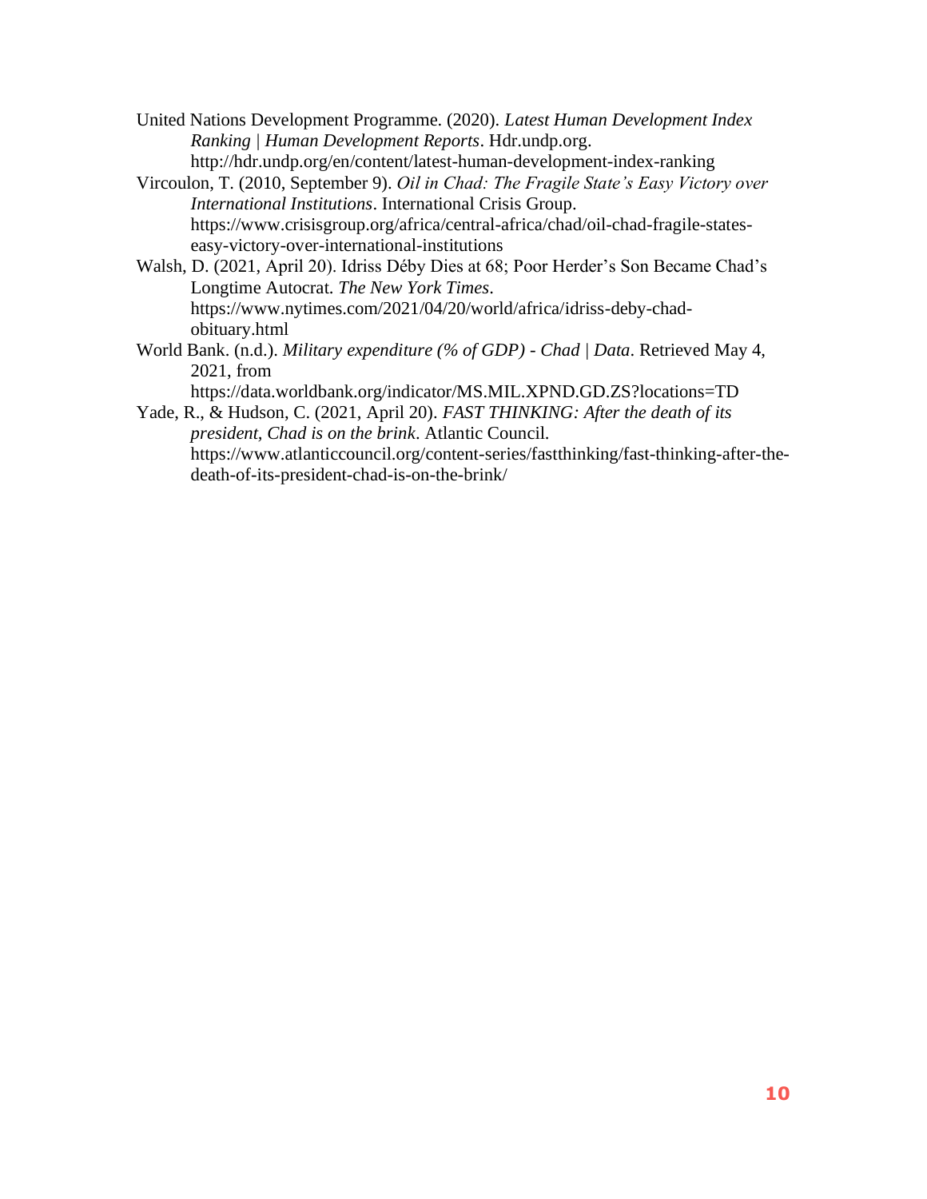United Nations Development Programme. (2020). *Latest Human Development Index Ranking | Human Development Reports*. Hdr.undp.org. http://hdr.undp.org/en/content/latest-human-development-index-ranking

Vircoulon, T. (2010, September 9). *Oil in Chad: The Fragile State's Easy Victory over International Institutions*. International Crisis Group. https://www.crisisgroup.org/africa/central-africa/chad/oil-chad-fragile-states-easy-victory-over-international-institutions

Walsh, D. (2021, April 20). Idriss Déby Dies at 68; Poor Herder's Son Became Chad's Longtime Autocrat. *The New York Times*. https://www.nytimes.com/2021/04/20/world/africa/idriss-deby-chad-obituary.html

World Bank. (n.d.). *Military expenditure (% of GDP) - Chad | Data*. Retrieved May 4, 2021, from https://data.worldbank.org/indicator/MS.MIL.XPND.GD.ZS?locations=TD

Yade, R., & Hudson, C. (2021, April 20). *FAST THINKING: After the death of its president, Chad is on the brink*. Atlantic Council. https://www.atlanticcouncil.org/content-series/fastthinking/fast-thinking-after-the-death-of-its-president-chad-is-on-the-brink/